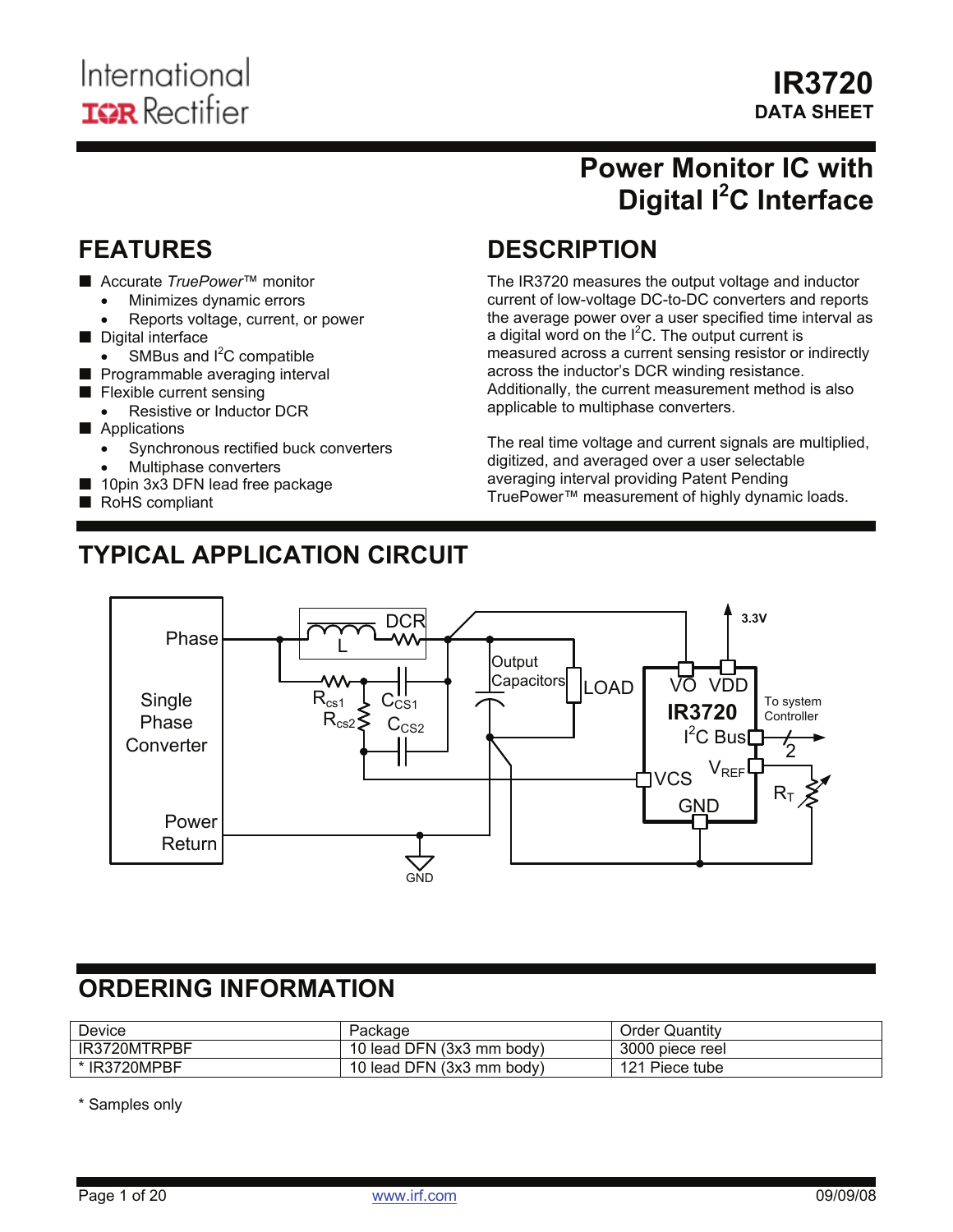International
IOR Rectifier

# IR3720

**DATA SHEET**

# Power Monitor IC with Digital I²C Interface

## FEATURES

- Accurate *TruePower*™ monitor
  - Minimizes dynamic errors
  - Reports voltage, current, or power
- Digital interface
  - SMBus and I²C compatible
- Programmable averaging interval
- Flexible current sensing
  - Resistive or Inductor DCR
- Applications
  - Synchronous rectified buck converters
  - Multiphase converters
- 10pin 3x3 DFN lead free package
- RoHS compliant

## DESCRIPTION

The IR3720 measures the output voltage and inductor current of low-voltage DC-to-DC converters and reports the average power over a user specified time interval as a digital word on the I²C. The output current is measured across a current sensing resistor or indirectly across the inductor's DCR winding resistance. Additionally, the current measurement method is also applicable to multiphase converters.

The real time voltage and current signals are multiplied, digitized, and averaged over a user selectable averaging interval providing Patent Pending TruePower™ measurement of highly dynamic loads.

## TYPICAL APPLICATION CIRCUIT

Phase
Single Phase Converter
Power Return
L
DCR
$R_{cs1}$
$R_{cs2}$
$C_{CS1}$
$C_{CS2}$
Output Capacitors
LOAD
GND
3.3V
VO
VDD
IR3720
I²C Bus
2
To system Controller
VCS
$V_{REF}$
$R_T$
GND

## ORDERING INFORMATION

| Device | Package | Order Quantity |
|---|---|---|
| IR3720MTRPBF | 10 lead DFN (3x3 mm body) | 3000 piece reel |
| * IR3720MPBF | 10 lead DFN (3x3 mm body) | 121 Piece tube |

\* Samples only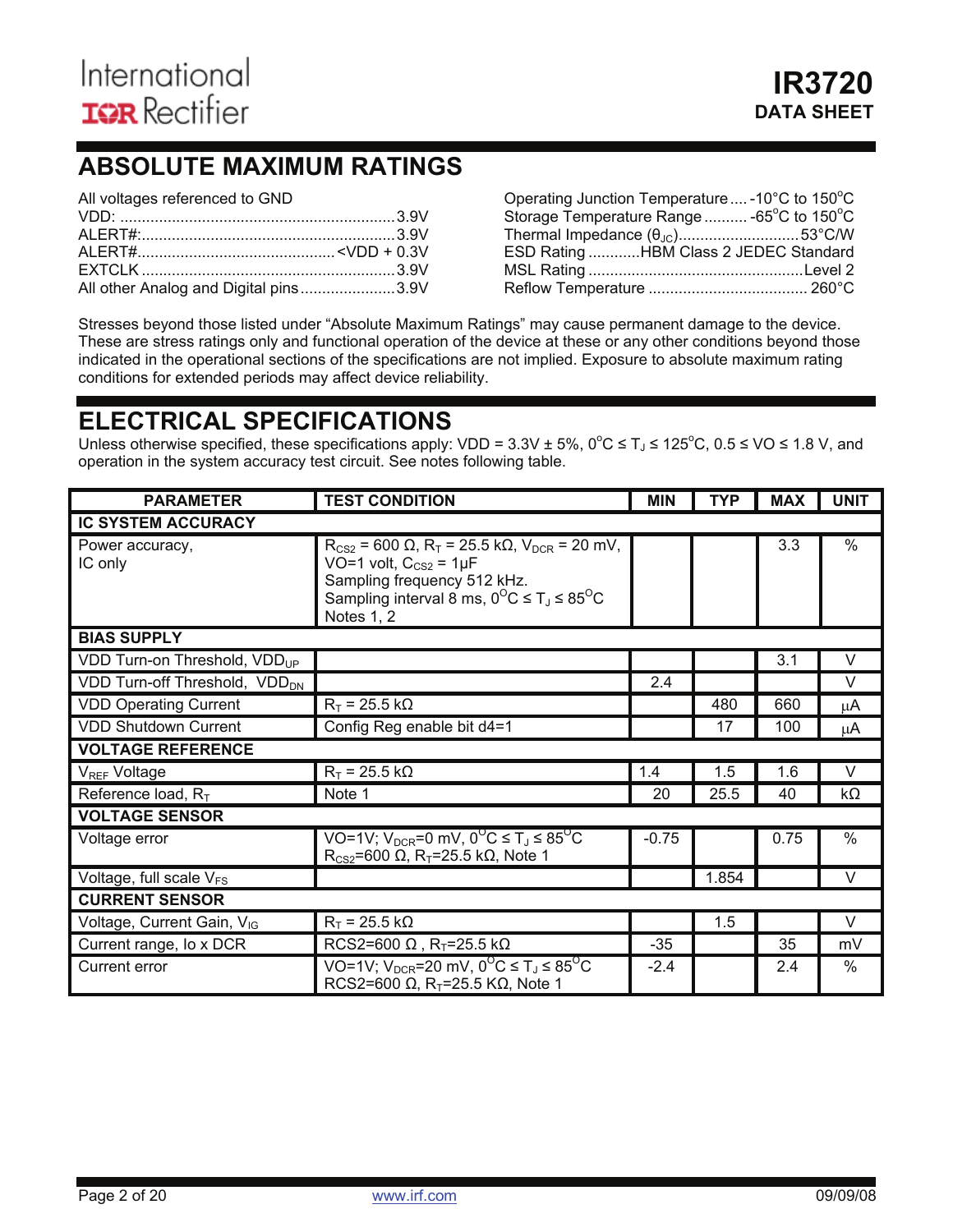## ABSOLUTE MAXIMUM RATINGS

All voltages referenced to GND
VDD: ...........................................................3.9V
ALERT#:.......................................................3.9V
ALERT#.........................................<VDD + 0.3V
EXTCLK ......................................................3.9V
All other Analog and Digital pins.....................3.9V

Operating Junction Temperature.... -10°C to 150°C
Storage Temperature Range .......... -65°C to 150°C
Thermal Impedance ($\theta_{JC}$)...........................53°C/W
ESD Rating ...........HBM Class 2 JEDEC Standard
MSL Rating ................................................Level 2
Reflow Temperature .................................... 260°C

Stresses beyond those listed under "Absolute Maximum Ratings" may cause permanent damage to the device. These are stress ratings only and functional operation of the device at these or any other conditions beyond those indicated in the operational sections of the specifications are not implied. Exposure to absolute maximum rating conditions for extended periods may affect device reliability.

## ELECTRICAL SPECIFICATIONS

Unless otherwise specified, these specifications apply: VDD = 3.3V ± 5%, $0^oC \le T_J \le 125^oC$, $0.5 \le VO \le 1.8$ V, and operation in the system accuracy test circuit. See notes following table.

| PARAMETER | TEST CONDITION | MIN | TYP | MAX | UNIT |
|---|---|---|---|---|---|
| **IC SYSTEM ACCURACY** | | | | | |
| Power accuracy, IC only | $R_{CS2}$ = 600 Ω, $R_T$ = 25.5 kΩ, $V_{DCR}$ = 20 mV, VO=1 volt, $C_{CS2}$ = 1µF<br>Sampling frequency 512 kHz.<br>Sampling interval 8 ms, $0^OC \le T_J \le 85^OC$<br>Notes 1, 2 | | | 3.3 | % |
| **BIAS SUPPLY** | | | | | |
| VDD Turn-on Threshold, $VDD_{UP}$ | | | | 3.1 | V |
| VDD Turn-off Threshold, $VDD_{DN}$ | | 2.4 | | | V |
| VDD Operating Current | $R_T$ = 25.5 kΩ | | 480 | 660 | µA |
| VDD Shutdown Current | Config Reg enable bit d4=1 | | 17 | 100 | µA |
| **VOLTAGE REFERENCE** | | | | | |
| $V_{REF}$ Voltage | $R_T$ = 25.5 kΩ | 1.4 | 1.5 | 1.6 | V |
| Reference load, $R_T$ | Note 1 | 20 | 25.5 | 40 | kΩ |
| **VOLTAGE SENSOR** | | | | | |
| Voltage error | VO=1V; $V_{DCR}$=0 mV, $0^OC \le T_J \le 85^OC$<br>$R_{CS2}$=600 Ω, $R_T$=25.5 kΩ, Note 1 | -0.75 | | 0.75 | % |
| Voltage, full scale $V_{FS}$ | | | 1.854 | | V |
| **CURRENT SENSOR** | | | | | |
| Voltage, Current Gain, $V_{IG}$ | $R_T$ = 25.5 kΩ | | 1.5 | | V |
| Current range, Io x DCR | RCS2=600 Ω , $R_T$=25.5 kΩ | -35 | | 35 | mV |
| Current error | VO=1V; $V_{DCR}$=20 mV, $0^OC \le T_J \le 85^OC$<br>RCS2=600 Ω, $R_T$=25.5 KΩ, Note 1 | -2.4 | | 2.4 | % |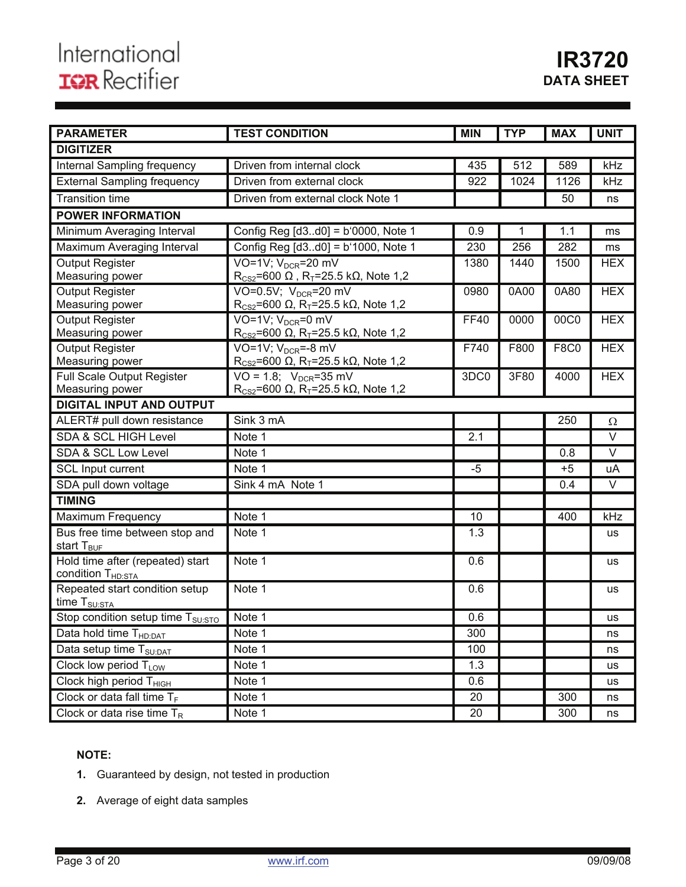| PARAMETER | TEST CONDITION | MIN | TYP | MAX | UNIT |
|---|---|---|---|---|---|
| **DIGITIZER** | | | | | |
| Internal Sampling frequency | Driven from internal clock | 435 | 512 | 589 | kHz |
| External Sampling frequency | Driven from external clock | 922 | 1024 | 1126 | kHz |
| Transition time | Driven from external clock Note 1 | | | 50 | ns |
| **POWER INFORMATION** | | | | | |
| Minimum Averaging Interval | Config Reg [d3..d0] = b'0000, Note 1 | 0.9 | 1 | 1.1 | ms |
| Maximum Averaging Interval | Config Reg [d3..d0] = b'1000, Note 1 | 230 | 256 | 282 | ms |
| Output Register Measuring power | VO=1V; $V_{DCR}$=20 mV $R_{CS2}$=600 Ω , $R_T$=25.5 kΩ, Note 1,2 | 1380 | 1440 | 1500 | HEX |
| Output Register Measuring power | VO=0.5V; $V_{DCR}$=20 mV $R_{CS2}$=600 Ω, $R_T$=25.5 kΩ, Note 1,2 | 0980 | 0A00 | 0A80 | HEX |
| Output Register Measuring power | VO=1V; $V_{DCR}$=0 mV $R_{CS2}$=600 Ω, $R_T$=25.5 kΩ, Note 1,2 | FF40 | 0000 | 00C0 | HEX |
| Output Register Measuring power | VO=1V; $V_{DCR}$=-8 mV $R_{CS2}$=600 Ω, $R_T$=25.5 kΩ, Note 1,2 | F740 | F800 | F8C0 | HEX |
| Full Scale Output Register Measuring power | VO = 1.8; $V_{DCR}$=35 mV $R_{CS2}$=600 Ω, $R_T$=25.5 kΩ, Note 1,2 | 3DC0 | 3F80 | 4000 | HEX |
| **DIGITAL INPUT AND OUTPUT** | | | | | |
| ALERT# pull down resistance | Sink 3 mA | | | 250 | Ω |
| SDA & SCL HIGH Level | Note 1 | 2.1 | | | V |
| SDA & SCL Low Level | Note 1 | | | 0.8 | V |
| SCL Input current | Note 1 | -5 | | +5 | uA |
| SDA pull down voltage | Sink 4 mA Note 1 | | | 0.4 | V |
| **TIMING** | | | | | |
| Maximum Frequency | Note 1 | 10 | | 400 | kHz |
| Bus free time between stop and start $T_{BUF}$ | Note 1 | 1.3 | | | us |
| Hold time after (repeated) start condition $T_{HD:STA}$ | Note 1 | 0.6 | | | us |
| Repeated start condition setup time $T_{SU:STA}$ | Note 1 | 0.6 | | | us |
| Stop condition setup time $T_{SU:STO}$ | Note 1 | 0.6 | | | us |
| Data hold time $T_{HD:DAT}$ | Note 1 | 300 | | | ns |
| Data setup time $T_{SU:DAT}$ | Note 1 | 100 | | | ns |
| Clock low period $T_{LOW}$ | Note 1 | 1.3 | | | us |
| Clock high period $T_{HIGH}$ | Note 1 | 0.6 | | | us |
| Clock or data fall time $T_F$ | Note 1 | 20 | | 300 | ns |
| Clock or data rise time $T_R$ | Note 1 | 20 | | 300 | ns |

**NOTE:**

1. Guaranteed by design, not tested in production
2. Average of eight data samples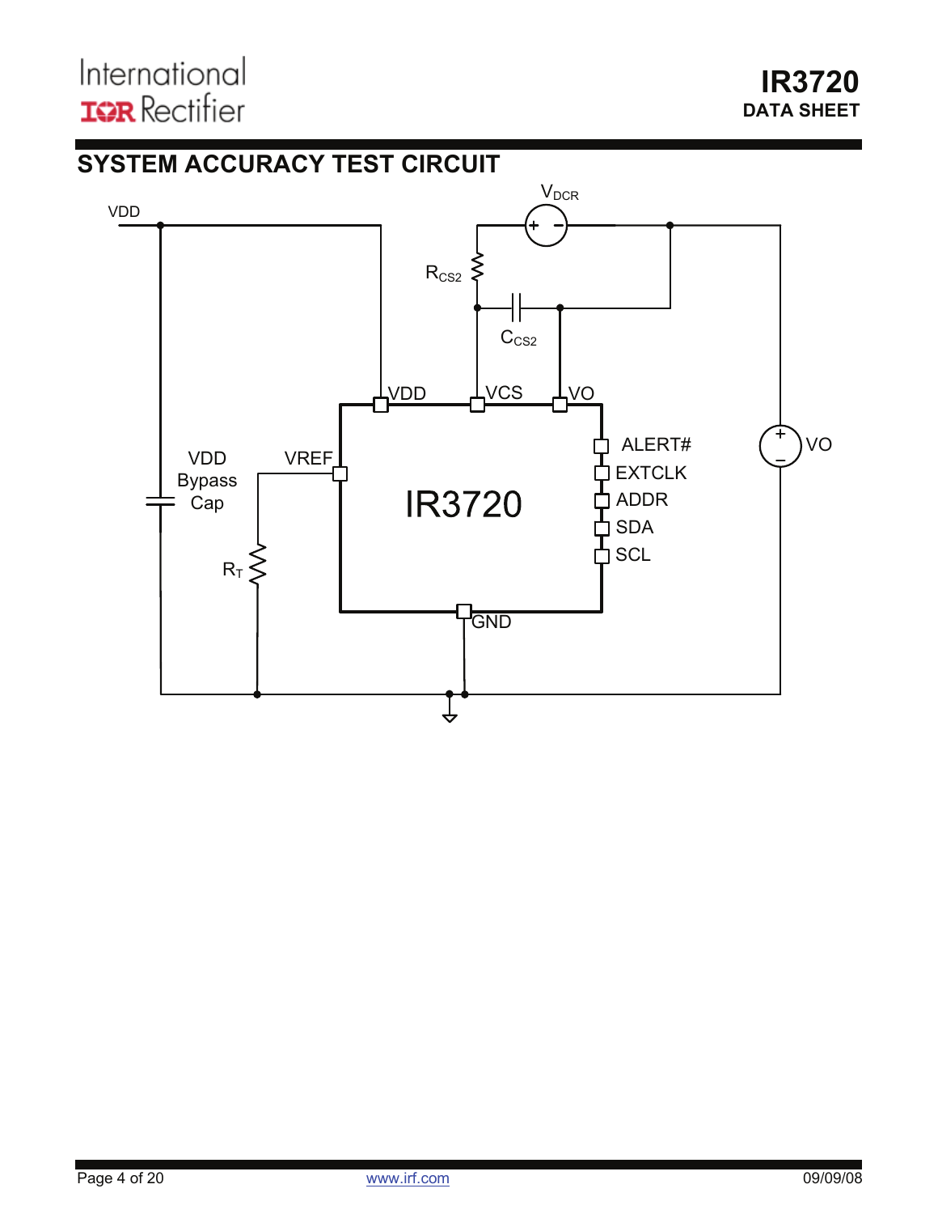## SYSTEM ACCURACY TEST CIRCUIT

VDD

$V_{DCR}$

$R_{CS2}$

$C_{CS2}$

VDD

VCS

VO

VDD Bypass Cap

VREF

IR3720

ALERT#

EXTCLK

ADDR

SDA

SCL

$R_T$

GND

VO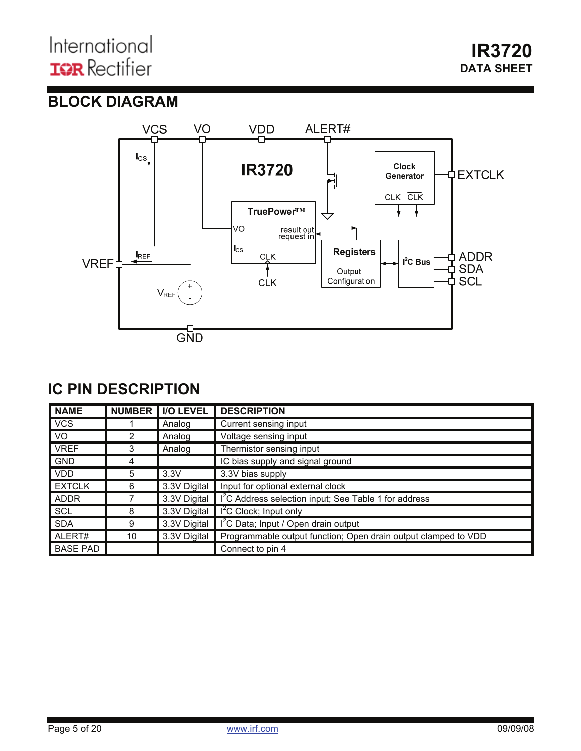## BLOCK DIAGRAM

VCS VO VDD ALERT#

$I_{CS}$

IR3720

Clock Generator

CLK $\overline{CLK}$

EXTCLK

TruePower™

VO

result out

request in

$I_{CS}$

CLK

CLK

Registers

Output Configuration

$I^2C$ Bus

ADDR

SDA

SCL

VREF

$I_{REF}$

$V_{REF}$

GND

## IC PIN DESCRIPTION

| NAME | NUMBER | I/O LEVEL | DESCRIPTION |
|---|---|---|---|
| VCS | 1 | Analog | Current sensing input |
| VO | 2 | Analog | Voltage sensing input |
| VREF | 3 | Analog | Thermistor sensing input |
| GND | 4 | | IC bias supply and signal ground |
| VDD | 5 | 3.3V | 3.3V bias supply |
| EXTCLK | 6 | 3.3V Digital | Input for optional external clock |
| ADDR | 7 | 3.3V Digital | $I^2C$ Address selection input; See Table 1 for address |
| SCL | 8 | 3.3V Digital | $I^2C$ Clock; Input only |
| SDA | 9 | 3.3V Digital | $I^2C$ Data; Input / Open drain output |
| ALERT# | 10 | 3.3V Digital | Programmable output function; Open drain output clamped to VDD |
| BASE PAD | | | Connect to pin 4 |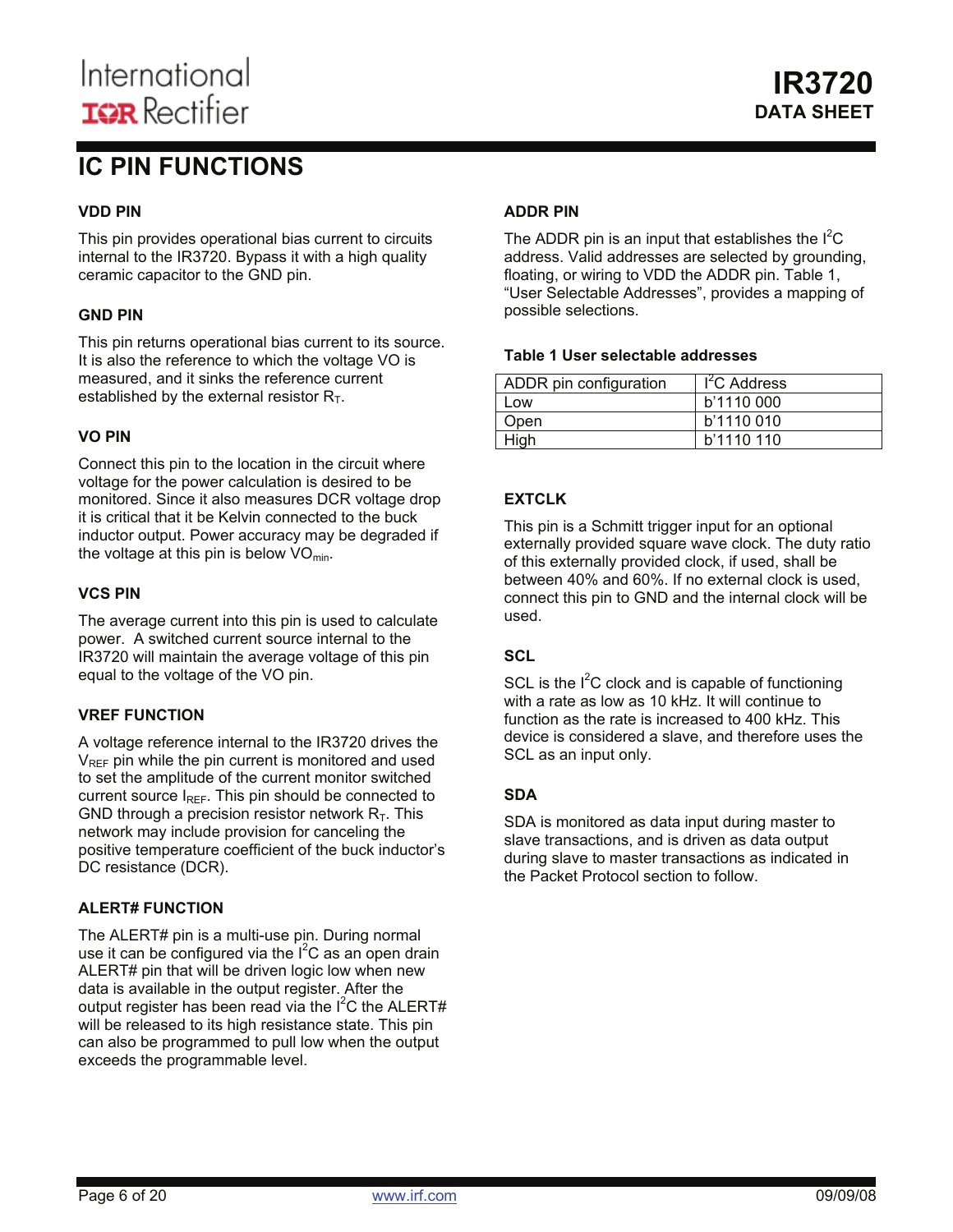## IC PIN FUNCTIONS

### VDD PIN

This pin provides operational bias current to circuits internal to the IR3720. Bypass it with a high quality ceramic capacitor to the GND pin.

### GND PIN

This pin returns operational bias current to its source. It is also the reference to which the voltage VO is measured, and it sinks the reference current established by the external resistor $R_T$.

### VO PIN

Connect this pin to the location in the circuit where voltage for the power calculation is desired to be monitored. Since it also measures DCR voltage drop it is critical that it be Kelvin connected to the buck inductor output. Power accuracy may be degraded if the voltage at this pin is below $VO_{min}$.

### VCS PIN

The average current into this pin is used to calculate power. A switched current source internal to the IR3720 will maintain the average voltage of this pin equal to the voltage of the VO pin.

### VREF FUNCTION

A voltage reference internal to the IR3720 drives the $V_{REF}$ pin while the pin current is monitored and used to set the amplitude of the current monitor switched current source $I_{REF}$. This pin should be connected to GND through a precision resistor network $R_T$. This network may include provision for canceling the positive temperature coefficient of the buck inductor's DC resistance (DCR).

### ALERT# FUNCTION

The ALERT# pin is a multi-use pin. During normal use it can be configured via the $I^2C$ as an open drain ALERT# pin that will be driven logic low when new data is available in the output register. After the output register has been read via the $I^2C$ the ALERT# will be released to its high resistance state. This pin can also be programmed to pull low when the output exceeds the programmable level.

### ADDR PIN

The ADDR pin is an input that establishes the $I^2C$ address. Valid addresses are selected by grounding, floating, or wiring to VDD the ADDR pin. Table 1, "User Selectable Addresses", provides a mapping of possible selections.

**Table 1 User selectable addresses**

| ADDR pin configuration | $I^2C$ Address |
|---|---|
| Low | b'1110 000 |
| Open | b'1110 010 |
| High | b'1110 110 |

### EXTCLK

This pin is a Schmitt trigger input for an optional externally provided square wave clock. The duty ratio of this externally provided clock, if used, shall be between 40% and 60%. If no external clock is used, connect this pin to GND and the internal clock will be used.

### SCL

SCL is the $I^2C$ clock and is capable of functioning with a rate as low as 10 kHz. It will continue to function as the rate is increased to 400 kHz. This device is considered a slave, and therefore uses the SCL as an input only.

### SDA

SDA is monitored as data input during master to slave transactions, and is driven as data output during slave to master transactions as indicated in the Packet Protocol section to follow.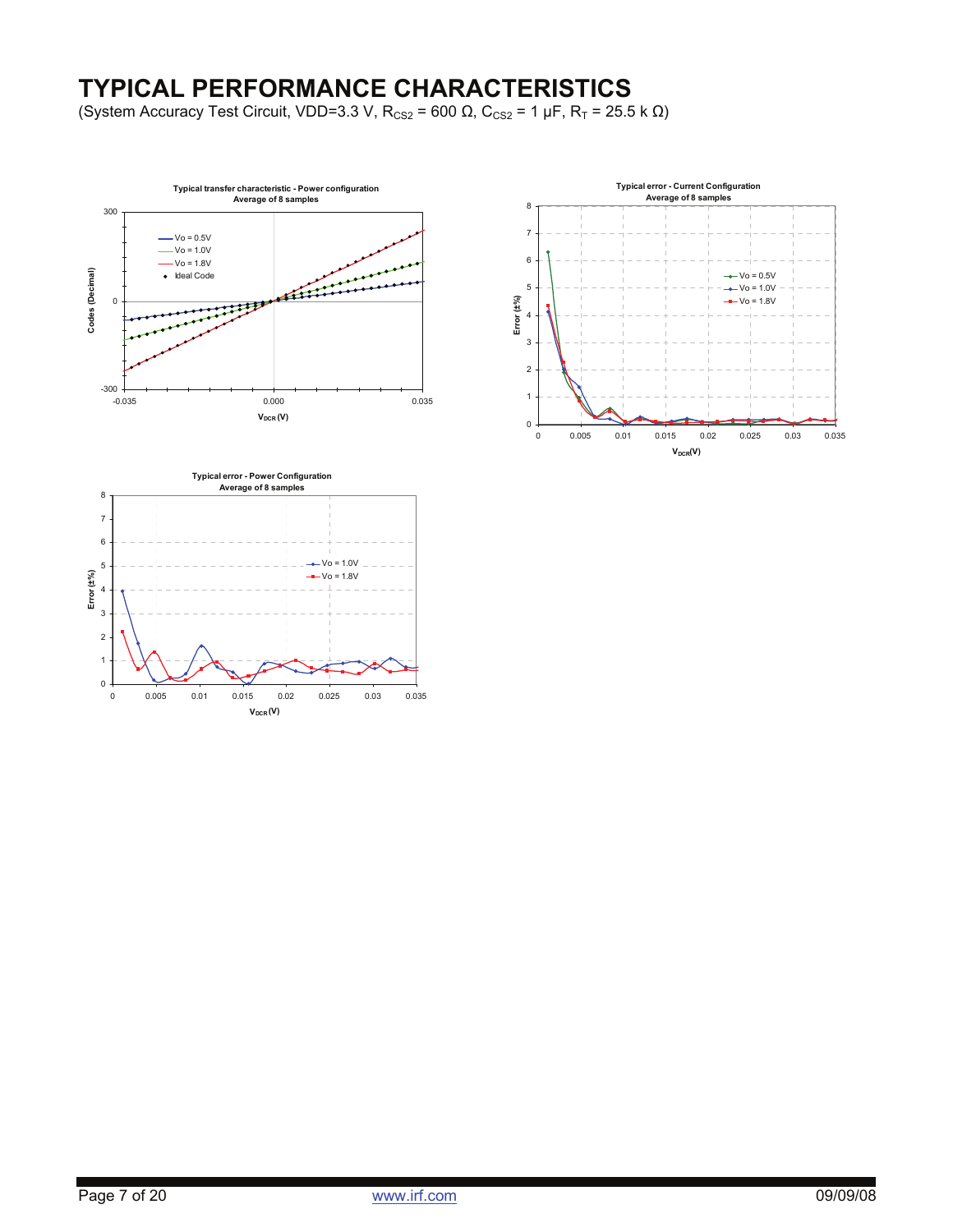# TYPICAL PERFORMANCE CHARACTERISTICS

(System Accuracy Test Circuit, VDD=3.3 V, $R_{CS2}$ = 600 Ω, $C_{CS2}$ = 1 µF, $R_T$ = 25.5 k Ω)

Typical transfer characteristic - Power configuration
Average of 8 samples

Codes (Decimal)

300
0
-300

-0.035
0.000
0.035

$V_{DCR}$ (V)

Vo = 0.5V
Vo = 1.0V
Vo = 1.8V
Ideal Code

Typical error - Current Configuration
Average of 8 samples

Error (±%)

8
7
6
5
4
3
2
1
0

0
0.005
0.01
0.015
0.02
0.025
0.03
0.035

$V_{DCR}$(V)

Vo = 0.5V
Vo = 1.0V
Vo = 1.8V

Typical error - Power Configuration
Average of 8 samples

Error (±%)

8
7
6
5
4
3
2
1
0

0
0.005
0.01
0.015
0.02
0.025
0.03
0.035

$V_{DCR}$ (V)

Vo = 1.0V
Vo = 1.8V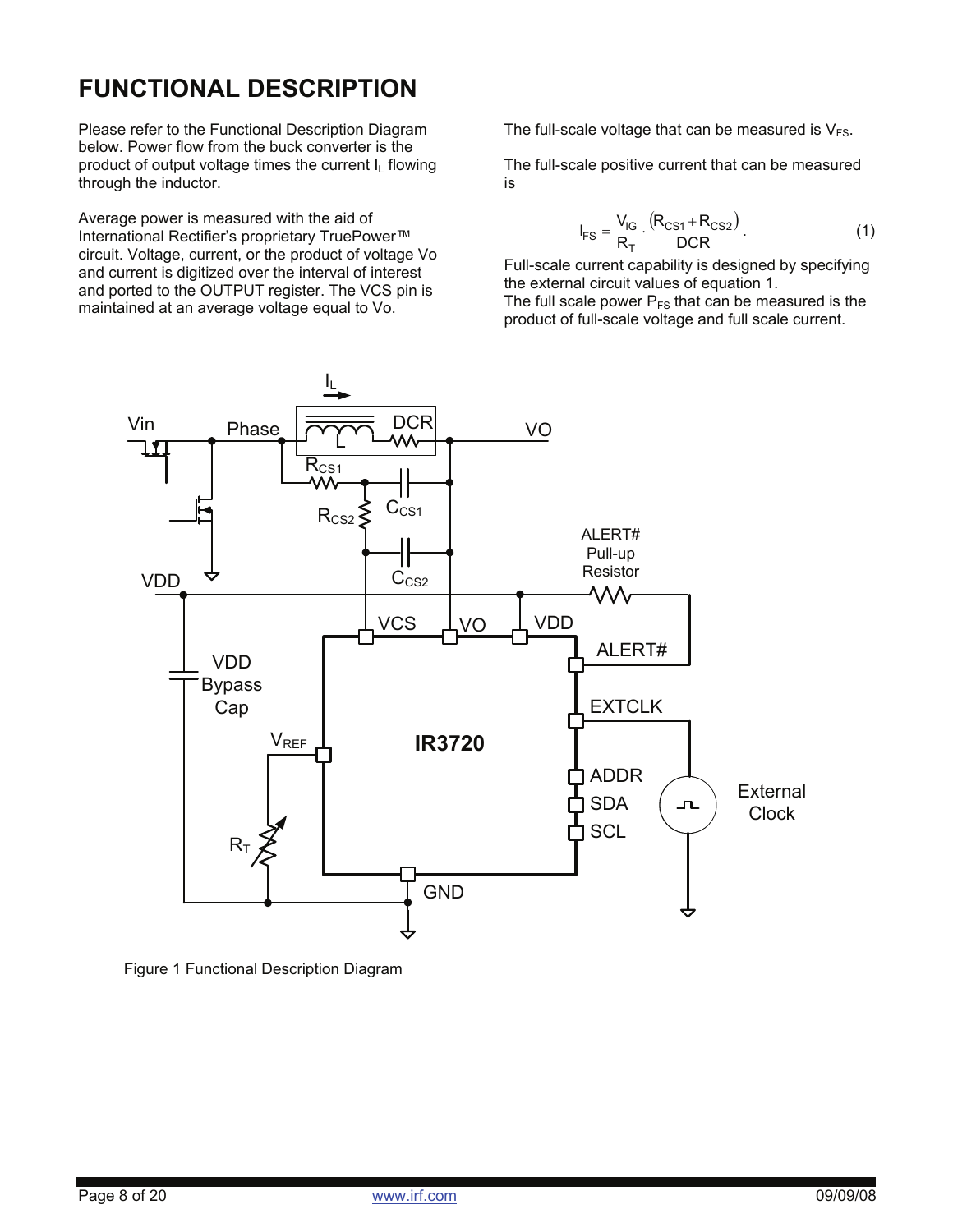# FUNCTIONAL DESCRIPTION

Please refer to the Functional Description Diagram below. Power flow from the buck converter is the product of output voltage times the current $I_L$ flowing through the inductor.

Average power is measured with the aid of International Rectifier's proprietary TruePower™ circuit. Voltage, current, or the product of voltage Vo and current is digitized over the interval of interest and ported to the OUTPUT register. The VCS pin is maintained at an average voltage equal to Vo.

The full-scale voltage that can be measured is $V_{FS}$.

The full-scale positive current that can be measured is

$$I_{FS} = \frac{V_{IG}}{R_T} \cdot \frac{(R_{CS1} + R_{CS2})}{DCR}. \tag{1}$$

Full-scale current capability is designed by specifying the external circuit values of equation 1.

The full scale power $P_{FS}$ that can be measured is the product of full-scale voltage and full scale current.

Figure 1 Functional Description Diagram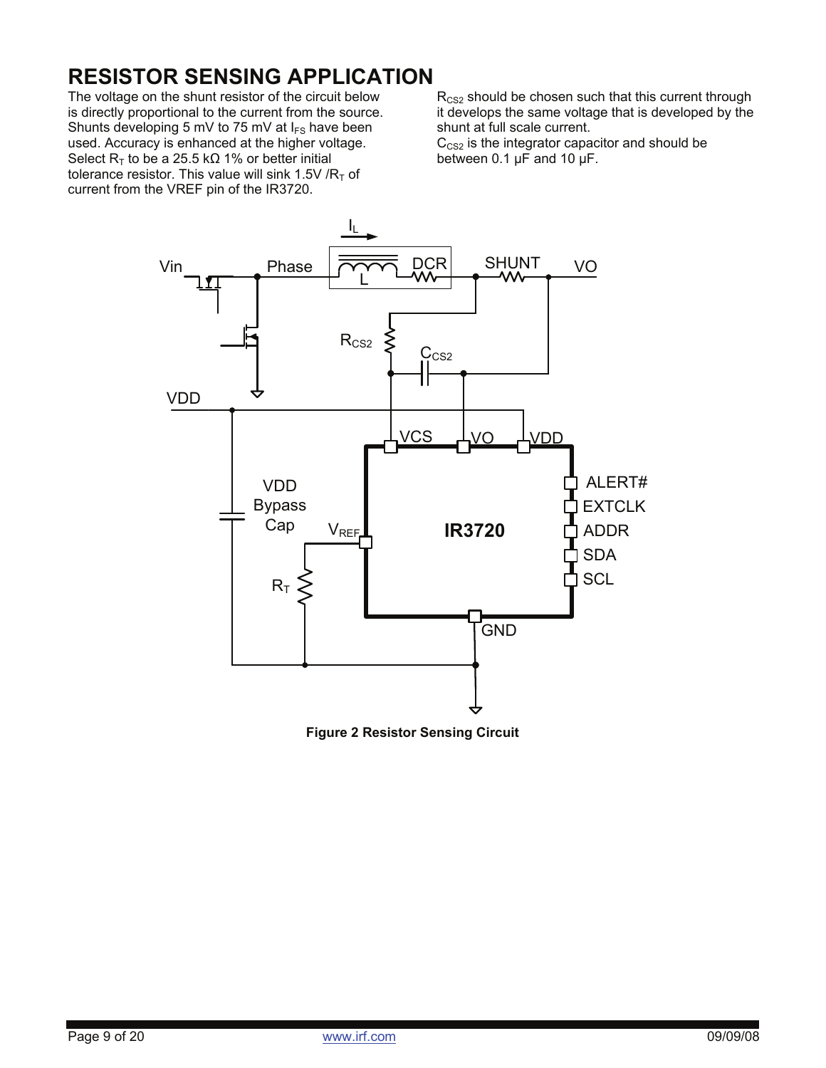# RESISTOR SENSING APPLICATION

The voltage on the shunt resistor of the circuit below is directly proportional to the current from the source. Shunts developing 5 mV to 75 mV at $I_{FS}$ have been used. Accuracy is enhanced at the higher voltage. Select $R_T$ to be a 25.5 kΩ 1% or better initial tolerance resistor. This value will sink 1.5V /$R_T$ of current from the VREF pin of the IR3720.

$R_{CS2}$ should be chosen such that this current through it develops the same voltage that is developed by the shunt at full scale current.

$C_{CS2}$ is the integrator capacitor and should be between 0.1 µF and 10 µF.

$I_L$
Vin
Phase
DCR
L
SHUNT
VO
$R_{CS2}$
$C_{CS2}$
VDD
VCS
VO
VDD
VDD
Bypass
Cap
$V_{REF}$
IR3720
ALERT#
EXTCLK
ADDR
SDA
SCL
$R_T$
GND

**Figure 2 Resistor Sensing Circuit**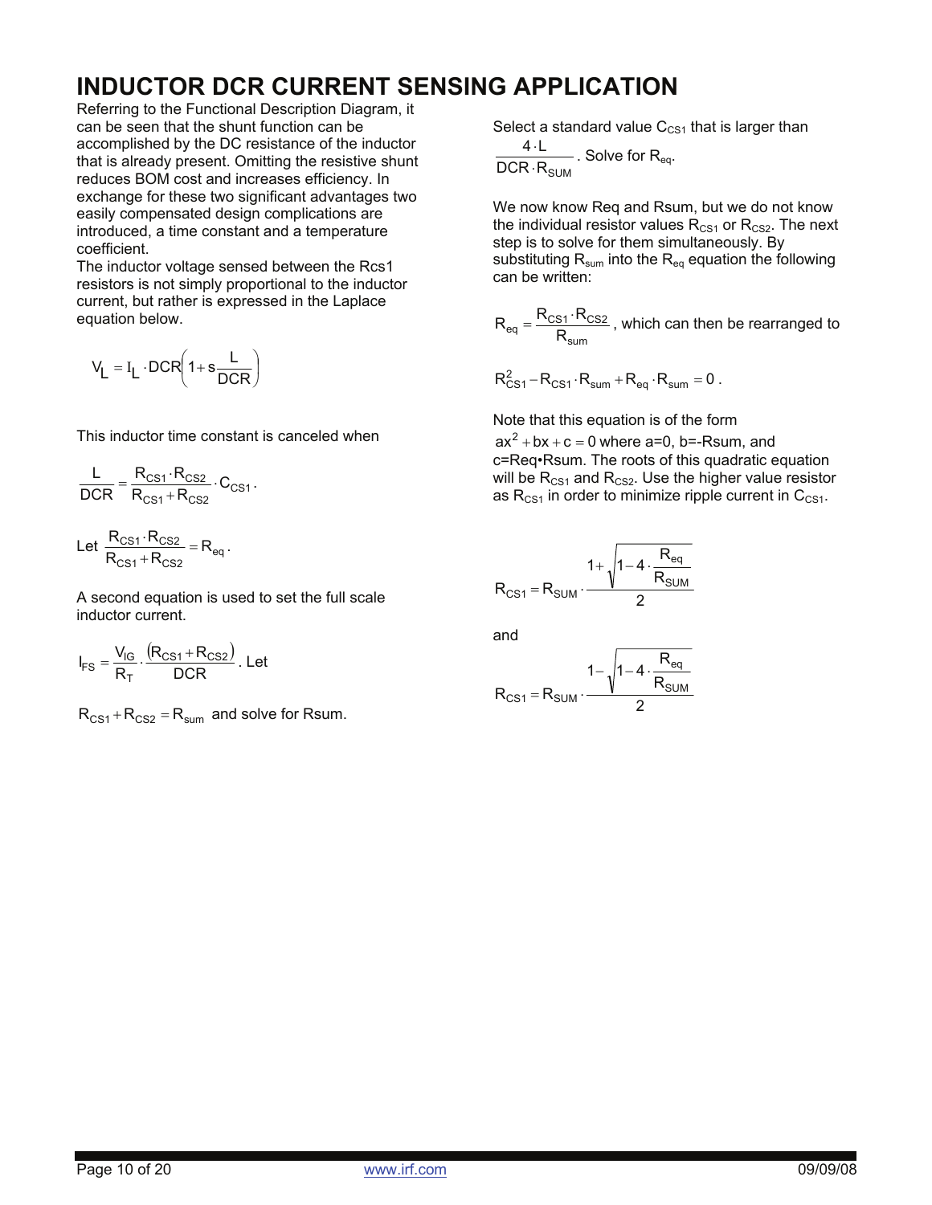# INDUCTOR DCR CURRENT SENSING APPLICATION

Referring to the Functional Description Diagram, it can be seen that the shunt function can be accomplished by the DC resistance of the inductor that is already present. Omitting the resistive shunt reduces BOM cost and increases efficiency. In exchange for these two significant advantages two easily compensated design complications are introduced, a time constant and a temperature coefficient.

The inductor voltage sensed between the Rcs1 resistors is not simply proportional to the inductor current, but rather is expressed in the Laplace equation below.

$$V_L = I_L \cdot DCR\left(1 + s\frac{L}{DCR}\right)$$

This inductor time constant is canceled when

$$\frac{L}{DCR} = \frac{R_{CS1} \cdot R_{CS2}}{R_{CS1} + R_{CS2}} \cdot C_{CS1}.$$

Let $\frac{R_{CS1} \cdot R_{CS2}}{R_{CS1} + R_{CS2}} = R_{eq}$.

A second equation is used to set the full scale inductor current.

$I_{FS} = \frac{V_{IG}}{R_T} \cdot \frac{(R_{CS1} + R_{CS2})}{DCR}$. Let

$R_{CS1} + R_{CS2} = R_{sum}$ and solve for Rsum.

Select a standard value $C_{CS1}$ that is larger than $\frac{4 \cdot L}{DCR \cdot R_{SUM}}$. Solve for $R_{eq}$.

We now know Req and Rsum, but we do not know the individual resistor values $R_{CS1}$ or $R_{CS2}$. The next step is to solve for them simultaneously. By substituting $R_{sum}$ into the $R_{eq}$ equation the following can be written:

$R_{eq} = \frac{R_{CS1} \cdot R_{CS2}}{R_{sum}}$, which can then be rearranged to

$$R_{CS1}^2 - R_{CS1} \cdot R_{sum} + R_{eq} \cdot R_{sum} = 0.$$

Note that this equation is of the form $ax^2 + bx + c = 0$ where a=0, b=-Rsum, and c=Req•Rsum. The roots of this quadratic equation will be $R_{CS1}$ and $R_{CS2}$. Use the higher value resistor as $R_{CS1}$ in order to minimize ripple current in $C_{CS1}$.

$$R_{CS1} = R_{SUM} \cdot \frac{1 + \sqrt{1 - 4 \cdot \frac{R_{eq}}{R_{SUM}}}}{2}$$

and

$$R_{CS1} = R_{SUM} \cdot \frac{1 - \sqrt{1 - 4 \cdot \frac{R_{eq}}{R_{SUM}}}}{2}$$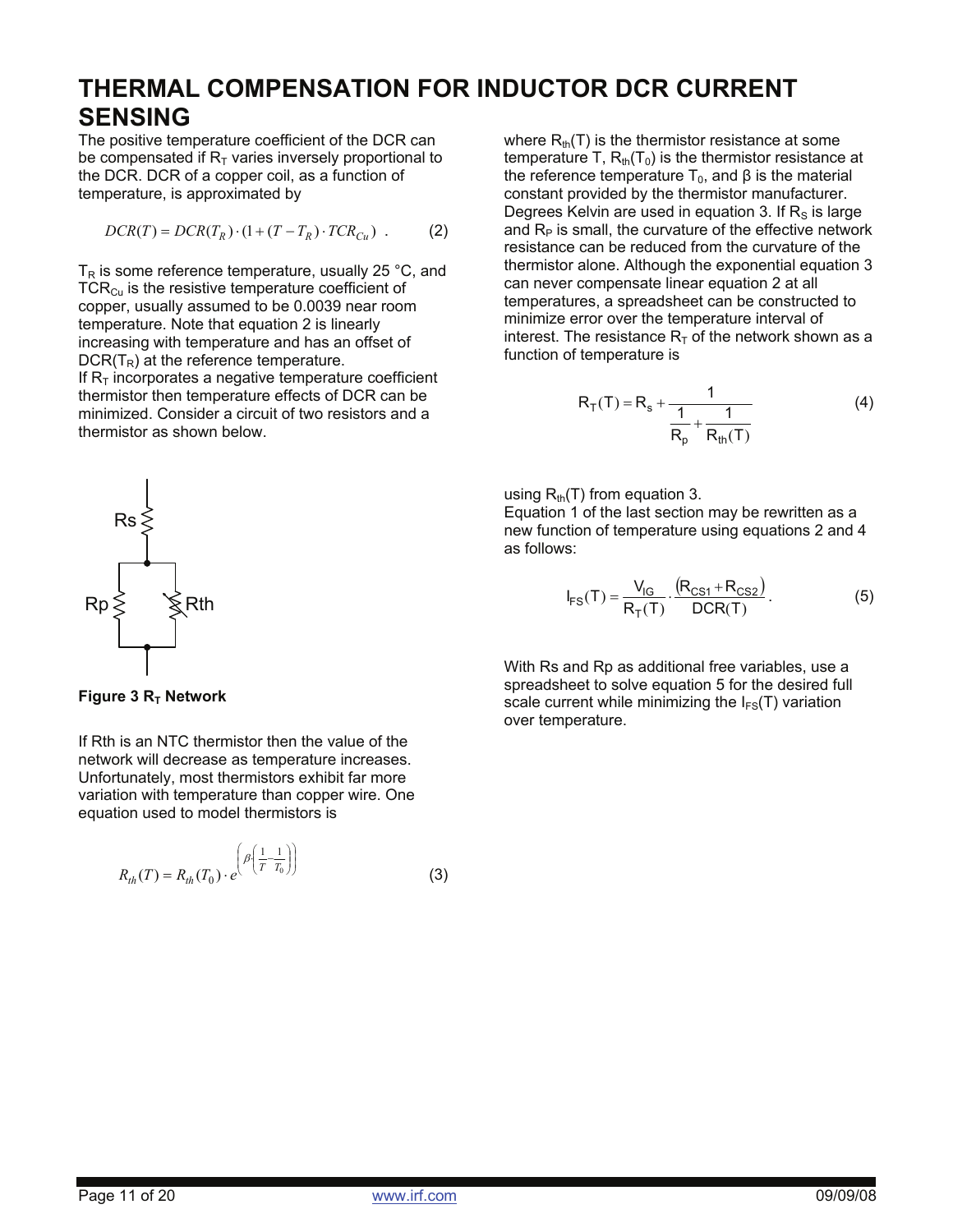# THERMAL COMPENSATION FOR INDUCTOR DCR CURRENT SENSING

The positive temperature coefficient of the DCR can be compensated if $R_T$ varies inversely proportional to the DCR. DCR of a copper coil, as a function of temperature, is approximated by

$$DCR(T) = DCR(T_R) \cdot (1 + (T - T_R) \cdot TCR_{Cu}) \quad . \tag{2}$$

$T_R$ is some reference temperature, usually 25 °C, and $TCR_{Cu}$ is the resistive temperature coefficient of copper, usually assumed to be 0.0039 near room temperature. Note that equation 2 is linearly increasing with temperature and has an offset of $DCR(T_R)$ at the reference temperature.

If $R_T$ incorporates a negative temperature coefficient thermistor then temperature effects of DCR can be minimized. Consider a circuit of two resistors and a thermistor as shown below.

Rs

Rp

Rth

**Figure 3 $R_T$ Network**

If Rth is an NTC thermistor then the value of the network will decrease as temperature increases. Unfortunately, most thermistors exhibit far more variation with temperature than copper wire. One equation used to model thermistors is

$$R_{th}(T) = R_{th}(T_0) \cdot e^{\left(\beta \cdot \left(\frac{1}{T} - \frac{1}{T_0}\right)\right)} \tag{3}$$

where $R_{th}(T)$ is the thermistor resistance at some temperature T, $R_{th}(T_0)$ is the thermistor resistance at the reference temperature $T_0$, and β is the material constant provided by the thermistor manufacturer. Degrees Kelvin are used in equation 3. If $R_S$ is large and $R_P$ is small, the curvature of the effective network resistance can be reduced from the curvature of the thermistor alone. Although the exponential equation 3 can never compensate linear equation 2 at all temperatures, a spreadsheet can be constructed to minimize error over the temperature interval of interest. The resistance $R_T$ of the network shown as a function of temperature is

$$R_T(T) = R_s + \frac{1}{\frac{1}{R_p} + \frac{1}{R_{th}(T)}} \tag{4}$$

using $R_{th}(T)$ from equation 3.

Equation 1 of the last section may be rewritten as a new function of temperature using equations 2 and 4 as follows:

$$I_{FS}(T) = \frac{V_{IG}}{R_T(T)} \cdot \frac{(R_{CS1} + R_{CS2})}{DCR(T)} . \tag{5}$$

With Rs and Rp as additional free variables, use a spreadsheet to solve equation 5 for the desired full scale current while minimizing the $I_{FS}(T)$ variation over temperature.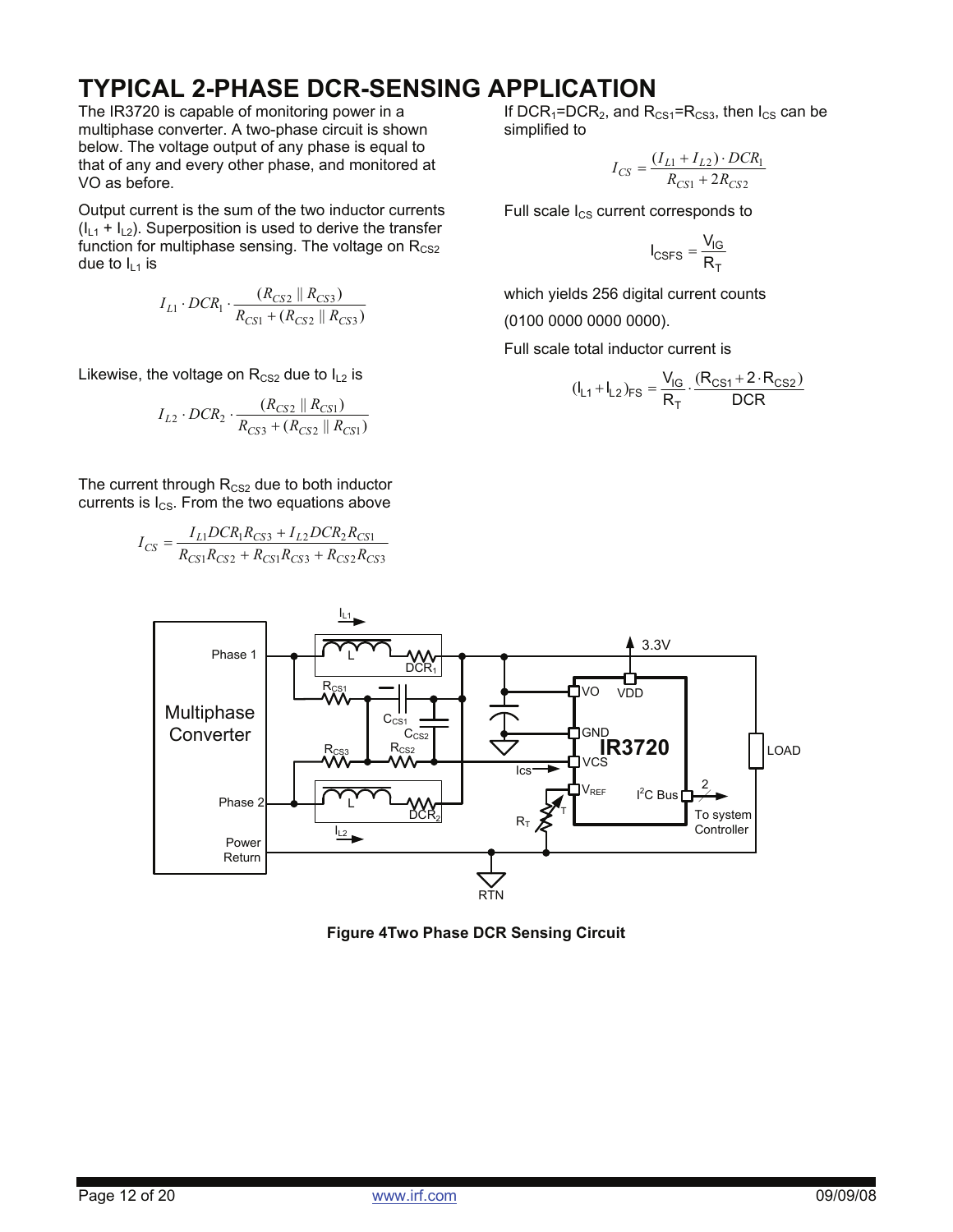# TYPICAL 2-PHASE DCR-SENSING APPLICATION

The IR3720 is capable of monitoring power in a multiphase converter. A two-phase circuit is shown below. The voltage output of any phase is equal to that of any and every other phase, and monitored at VO as before.

Output current is the sum of the two inductor currents ($I_{L1} + I_{L2}$). Superposition is used to derive the transfer function for multiphase sensing. The voltage on $R_{CS2}$ due to $I_{L1}$ is

$$I_{L1} \cdot DCR_1 \cdot \frac{(R_{CS2} \parallel R_{CS3})}{R_{CS1} + (R_{CS2} \parallel R_{CS3})}$$

Likewise, the voltage on $R_{CS2}$ due to $I_{L2}$ is

$$I_{L2} \cdot DCR_2 \cdot \frac{(R_{CS2} \parallel R_{CS1})}{R_{CS3} + (R_{CS2} \parallel R_{CS1})}$$

The current through $R_{CS2}$ due to both inductor currents is $I_{CS}$. From the two equations above

$$I_{CS} = \frac{I_{L1} DCR_1 R_{CS3} + I_{L2} DCR_2 R_{CS1}}{R_{CS1} R_{CS2} + R_{CS1} R_{CS3} + R_{CS2} R_{CS3}}$$

If $DCR_1 = DCR_2$, and $R_{CS1} = R_{CS3}$, then $I_{CS}$ can be simplified to

$$I_{CS} = \frac{(I_{L1} + I_{L2}) \cdot DCR_1}{R_{CS1} + 2R_{CS2}}$$

Full scale $I_{CS}$ current corresponds to

$$I_{CSFS} = \frac{V_{IG}}{R_T}$$

which yields 256 digital current counts

(0100 0000 0000 0000).

Full scale total inductor current is

$$(I_{L1} + I_{L2})_{FS} = \frac{V_{IG}}{R_T} \cdot \frac{(R_{CS1} + 2 \cdot R_{CS2})}{DCR}$$

**Figure 4Two Phase DCR Sensing Circuit**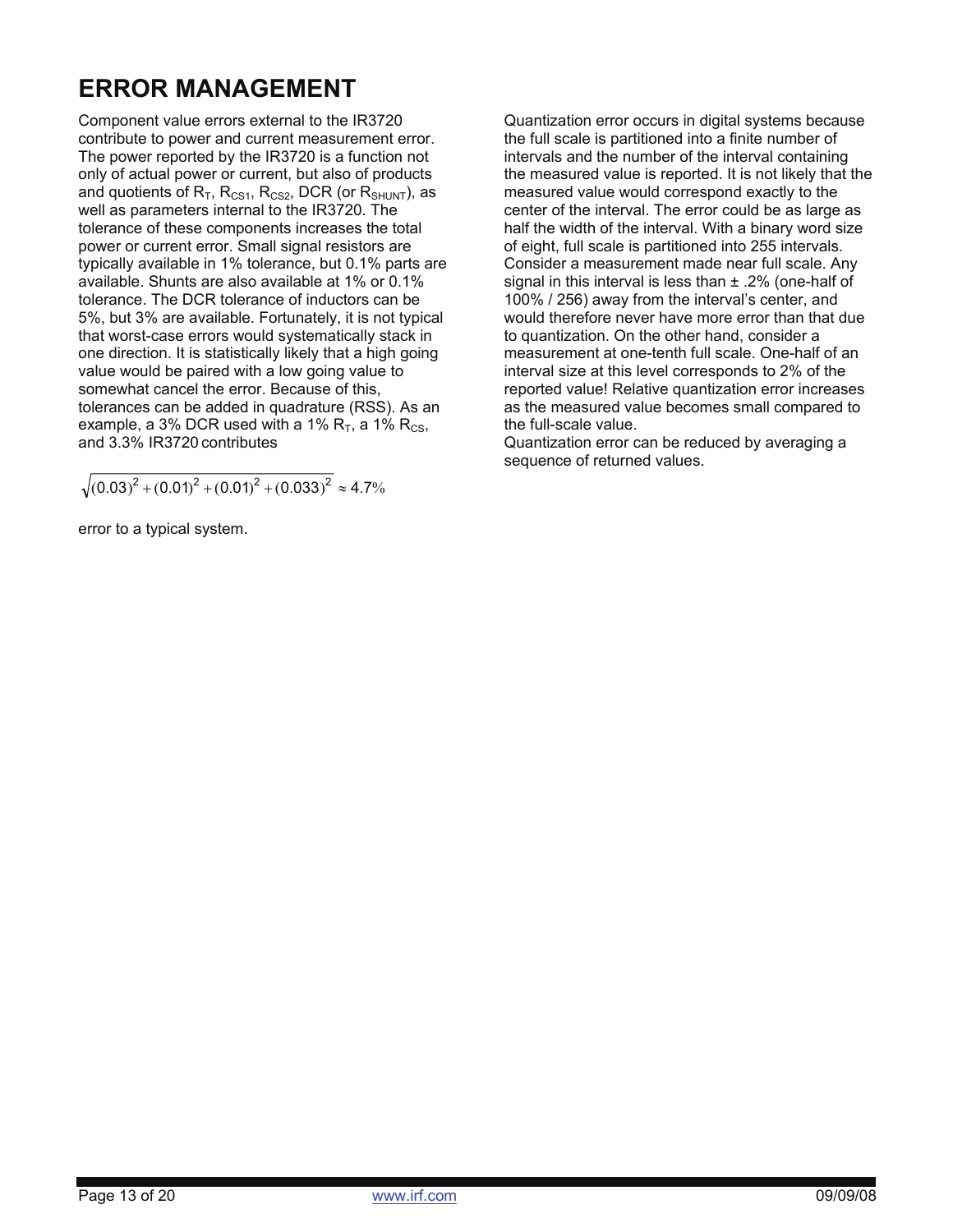# ERROR MANAGEMENT

Component value errors external to the IR3720 contribute to power and current measurement error. The power reported by the IR3720 is a function not only of actual power or current, but also of products and quotients of $R_T$, $R_{CS1}$, $R_{CS2}$, DCR (or $R_{SHUNT}$), as well as parameters internal to the IR3720. The tolerance of these components increases the total power or current error. Small signal resistors are typically available in 1% tolerance, but 0.1% parts are available. Shunts are also available at 1% or 0.1% tolerance. The DCR tolerance of inductors can be 5%, but 3% are available. Fortunately, it is not typical that worst-case errors would systematically stack in one direction. It is statistically likely that a high going value would be paired with a low going value to somewhat cancel the error. Because of this, tolerances can be added in quadrature (RSS). As an example, a 3% DCR used with a 1% $R_T$, a 1% $R_{CS}$, and 3.3% IR3720 contributes

$$\sqrt{(0.03)^2 + (0.01)^2 + (0.01)^2 + (0.033)^2} \approx 4.7\%$$

error to a typical system.

Quantization error occurs in digital systems because the full scale is partitioned into a finite number of intervals and the number of the interval containing the measured value is reported. It is not likely that the measured value would correspond exactly to the center of the interval. The error could be as large as half the width of the interval. With a binary word size of eight, full scale is partitioned into 255 intervals. Consider a measurement made near full scale. Any signal in this interval is less than ± .2% (one-half of 100% / 256) away from the interval's center, and would therefore never have more error than that due to quantization. On the other hand, consider a measurement at one-tenth full scale. One-half of an interval size at this level corresponds to 2% of the reported value! Relative quantization error increases as the measured value becomes small compared to the full-scale value.

Quantization error can be reduced by averaging a sequence of returned values.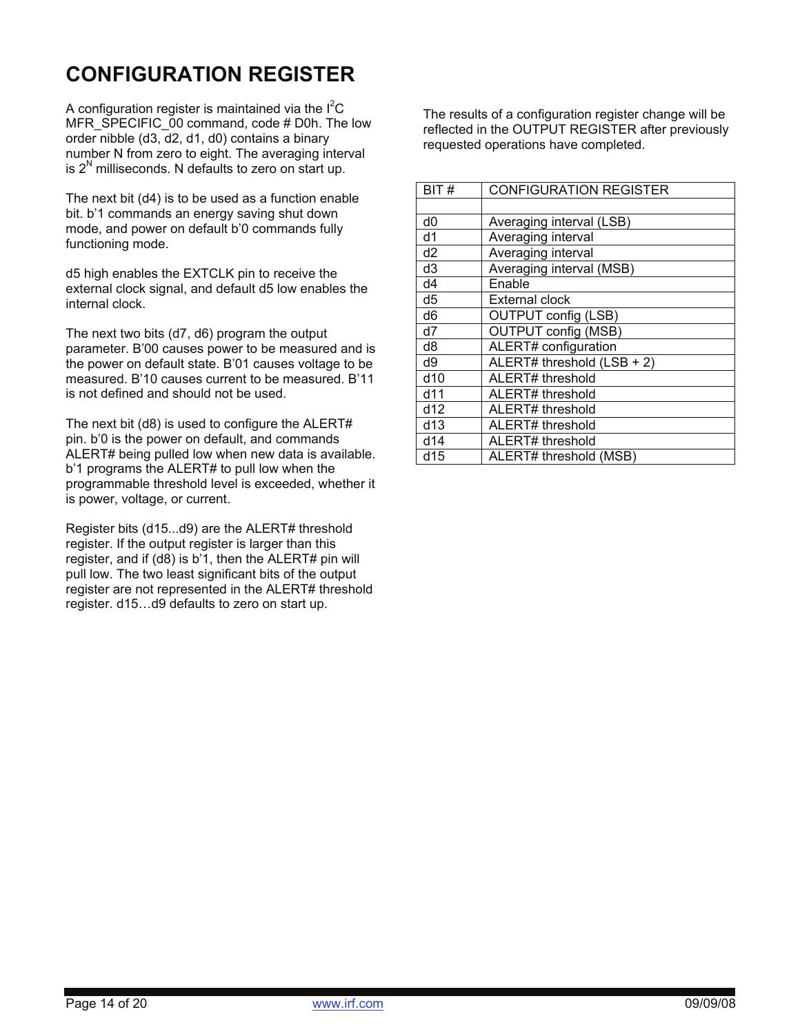# CONFIGURATION REGISTER

A configuration register is maintained via the $I^2C$ MFR_SPECIFIC_00 command, code # D0h. The low order nibble (d3, d2, d1, d0) contains a binary number N from zero to eight. The averaging interval is $2^N$ milliseconds. N defaults to zero on start up.

The next bit (d4) is to be used as a function enable bit. b'1 commands an energy saving shut down mode, and power on default b'0 commands fully functioning mode.

d5 high enables the EXTCLK pin to receive the external clock signal, and default d5 low enables the internal clock.

The next two bits (d7, d6) program the output parameter. B'00 causes power to be measured and is the power on default state. B'01 causes voltage to be measured. B'10 causes current to be measured. B'11 is not defined and should not be used.

The next bit (d8) is used to configure the ALERT# pin. b'0 is the power on default, and commands ALERT# being pulled low when new data is available. b'1 programs the ALERT# to pull low when the programmable threshold level is exceeded, whether it is power, voltage, or current.

Register bits (d15...d9) are the ALERT# threshold register. If the output register is larger than this register, and if (d8) is b'1, then the ALERT# pin will pull low. The two least significant bits of the output register are not represented in the ALERT# threshold register. d15…d9 defaults to zero on start up.

The results of a configuration register change will be reflected in the OUTPUT REGISTER after previously requested operations have completed.

| BIT # | CONFIGURATION REGISTER |
|---|---|
| | |
| d0 | Averaging interval (LSB) |
| d1 | Averaging interval |
| d2 | Averaging interval |
| d3 | Averaging interval (MSB) |
| d4 | Enable |
| d5 | External clock |
| d6 | OUTPUT config (LSB) |
| d7 | OUTPUT config (MSB) |
| d8 | ALERT# configuration |
| d9 | ALERT# threshold (LSB + 2) |
| d10 | ALERT# threshold |
| d11 | ALERT# threshold |
| d12 | ALERT# threshold |
| d13 | ALERT# threshold |
| d14 | ALERT# threshold |
| d15 | ALERT# threshold (MSB) |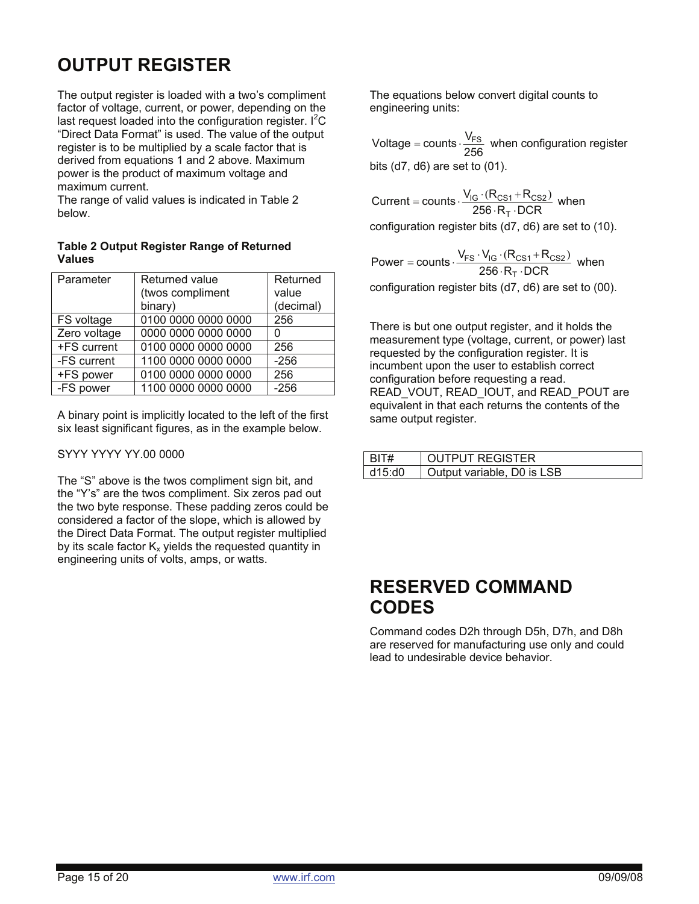# OUTPUT REGISTER

The output register is loaded with a two's compliment factor of voltage, current, or power, depending on the last request loaded into the configuration register. $I^2C$ "Direct Data Format" is used. The value of the output register is to be multiplied by a scale factor that is derived from equations 1 and 2 above. Maximum power is the product of maximum voltage and maximum current.

The range of valid values is indicated in Table 2 below.

**Table 2 Output Register Range of Returned Values**

| Parameter | Returned value (twos compliment binary) | Returned value (decimal) |
|---|---|---|
| FS voltage | 0100 0000 0000 0000 | 256 |
| Zero voltage | 0000 0000 0000 0000 | 0 |
| +FS current | 0100 0000 0000 0000 | 256 |
| -FS current | 1100 0000 0000 0000 | -256 |
| +FS power | 0100 0000 0000 0000 | 256 |
| -FS power | 1100 0000 0000 0000 | -256 |

A binary point is implicitly located to the left of the first six least significant figures, as in the example below.

SYYY YYYY YY.00 0000

The "S" above is the twos compliment sign bit, and the "Y's" are the twos compliment. Six zeros pad out the two byte response. These padding zeros could be considered a factor of the slope, which is allowed by the Direct Data Format. The output register multiplied by its scale factor $K_x$ yields the requested quantity in engineering units of volts, amps, or watts.

The equations below convert digital counts to engineering units:

$$\text{Voltage} = \text{counts} \cdot \frac{V_{FS}}{256}$$ when configuration register bits (d7, d6) are set to (01).

$$\text{Current} = \text{counts} \cdot \frac{V_{IG} \cdot (R_{CS1} + R_{CS2})}{256 \cdot R_T \cdot DCR}$$ when configuration register bits (d7, d6) are set to (10).

$$\text{Power} = \text{counts} \cdot \frac{V_{FS} \cdot V_{IG} \cdot (R_{CS1} + R_{CS2})}{256 \cdot R_T \cdot DCR}$$ when configuration register bits (d7, d6) are set to (00).

There is but one output register, and it holds the measurement type (voltage, current, or power) last requested by the configuration register. It is incumbent upon the user to establish correct configuration before requesting a read. READ_VOUT, READ_IOUT, and READ_POUT are equivalent in that each returns the contents of the same output register.

| BIT# | OUTPUT REGISTER |
|---|---|
| d15:d0 | Output variable, D0 is LSB |

# RESERVED COMMAND CODES

Command codes D2h through D5h, D7h, and D8h are reserved for manufacturing use only and could lead to undesirable device behavior.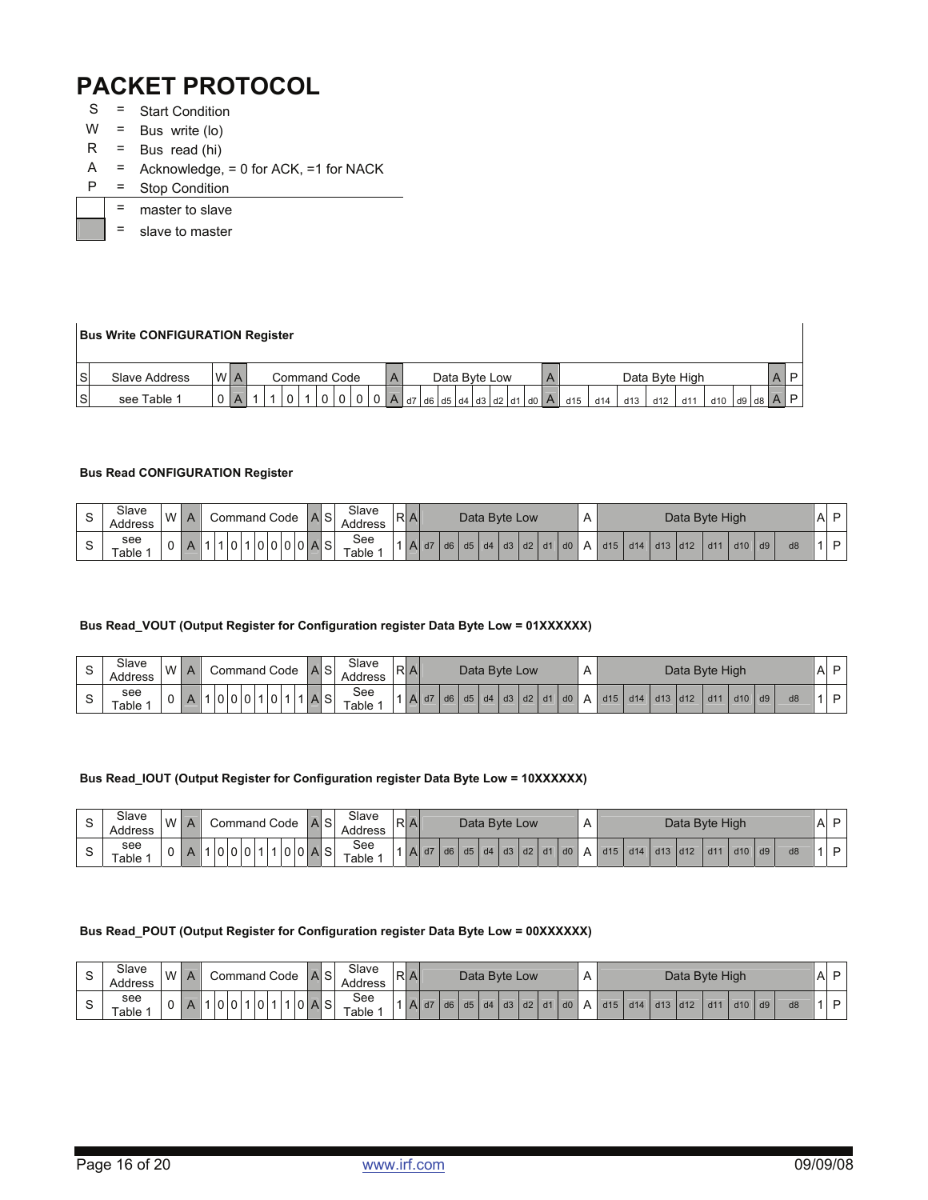# PACKET PROTOCOL

| | | |
|---|---|---|
| S | = | Start Condition |
| W | = | Bus write (lo) |
| R | = | Bus read (hi) |
| A | = | Acknowledge, = 0 for ACK, =1 for NACK |
| P | = | Stop Condition |
| (white box) | = | master to slave |
| (gray box) | = | slave to master |

**Bus Write CONFIGURATION Register**

| S | Slave Address | W | A | Command Code | | | | | | | | A | Data Byte Low | | | | | | | | A | Data Byte High | | | | | | | | A | P |
|---|---|---|---|---|---|---|---|---|---|---|---|---|---|---|---|---|---|---|---|---|---|---|---|---|---|---|---|---|---|---|---|
| S | see Table 1 | 0 | A | 1 | 1 | 0 | 1 | 0 | 0 | 0 | 0 | A | d7 | d6 | d5 | d4 | d3 | d2 | d1 | d0 | A | d15 | d14 | d13 | d12 | d11 | d10 | d9 | d8 | A | P |

**Bus Read CONFIGURATION Register**

| S | Slave Address | W | A | Command Code | | | | | | | | A | S | Slave Address | R | A | Data Byte Low | | | | | | | | A | Data Byte High | | | | | | | | A | P |
|---|---|---|---|---|---|---|---|---|---|---|---|---|---|---|---|---|---|---|---|---|---|---|---|---|---|---|---|---|---|---|---|---|---|---|---|
| S | see Table 1 | 0 | A | 1 | 1 | 0 | 1 | 0 | 0 | 0 | 0 | A | S | See Table 1 | 1 | A | d7 | d6 | d5 | d4 | d3 | d2 | d1 | d0 | A | d15 | d14 | d13 | d12 | d11 | d10 | d9 | d8 | 1 | P |

**Bus Read_VOUT (Output Register for Configuration register Data Byte Low = 01XXXXXX)**

| S | Slave Address | W | A | Command Code | | | | | | | | A | S | Slave Address | R | A | Data Byte Low | | | | | | | | A | Data Byte High | | | | | | | | A | P |
|---|---|---|---|---|---|---|---|---|---|---|---|---|---|---|---|---|---|---|---|---|---|---|---|---|---|---|---|---|---|---|---|---|---|---|---|
| S | see Table 1 | 0 | A | 1 | 0 | 0 | 0 | 1 | 0 | 1 | 1 | A | S | See Table 1 | 1 | A | d7 | d6 | d5 | d4 | d3 | d2 | d1 | d0 | A | d15 | d14 | d13 | d12 | d11 | d10 | d9 | d8 | 1 | P |

**Bus Read_IOUT (Output Register for Configuration register Data Byte Low = 10XXXXXX)**

| S | Slave Address | W | A | Command Code | | | | | | | | A | S | Slave Address | R | A | Data Byte Low | | | | | | | | A | Data Byte High | | | | | | | | A | P |
|---|---|---|---|---|---|---|---|---|---|---|---|---|---|---|---|---|---|---|---|---|---|---|---|---|---|---|---|---|---|---|---|---|---|---|---|
| S | see Table 1 | 0 | A | 1 | 0 | 0 | 0 | 1 | 1 | 0 | 0 | A | S | See Table 1 | 1 | A | d7 | d6 | d5 | d4 | d3 | d2 | d1 | d0 | A | d15 | d14 | d13 | d12 | d11 | d10 | d9 | d8 | 1 | P |

**Bus Read_POUT (Output Register for Configuration register Data Byte Low = 00XXXXXX)**

| S | Slave Address | W | A | Command Code | | | | | | | | A | S | Slave Address | R | A | Data Byte Low | | | | | | | | A | Data Byte High | | | | | | | | A | P |
|---|---|---|---|---|---|---|---|---|---|---|---|---|---|---|---|---|---|---|---|---|---|---|---|---|---|---|---|---|---|---|---|---|---|---|---|
| S | see Table 1 | 0 | A | 1 | 0 | 0 | 1 | 0 | 1 | 1 | 0 | A | S | See Table 1 | 1 | A | d7 | d6 | d5 | d4 | d3 | d2 | d1 | d0 | A | d15 | d14 | d13 | d12 | d11 | d10 | d9 | d8 | 1 | P |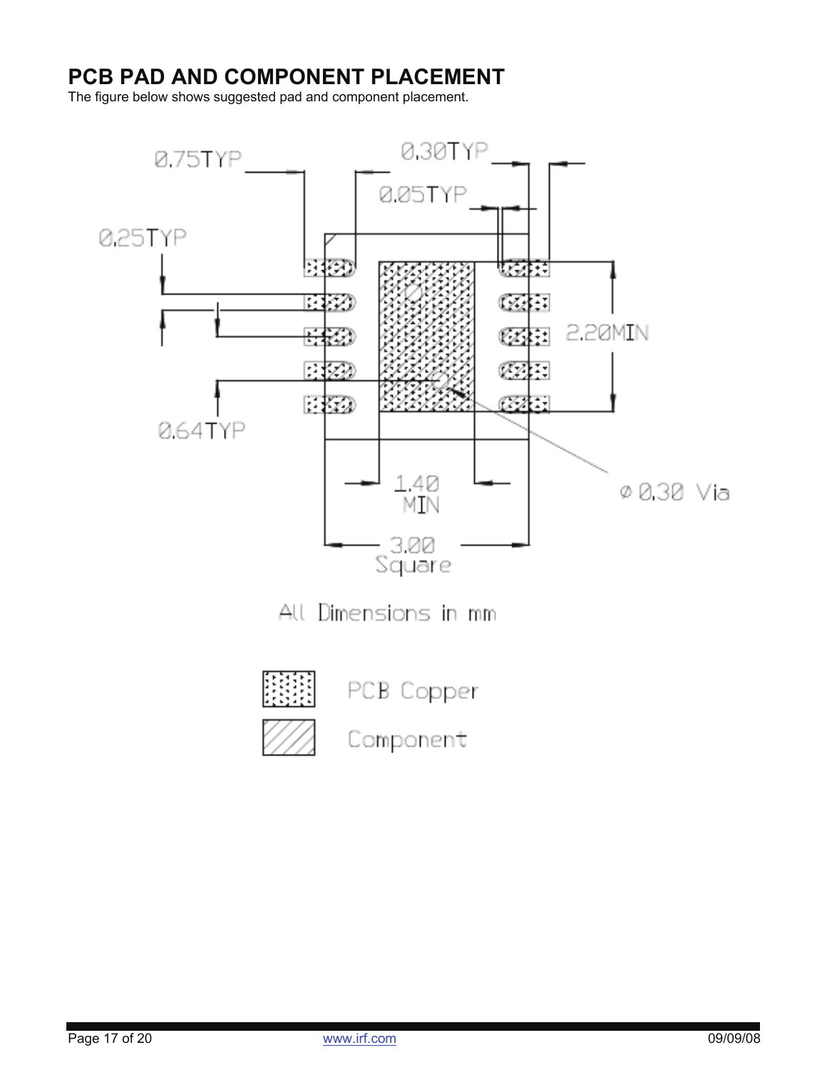# PCB PAD AND COMPONENT PLACEMENT

The figure below shows suggested pad and component placement.

0.75TYP

0.30TYP

0.05TYP

0.25TYP

2.20MIN

0.64TYP

1.40
MIN

⌀ 0.30 Via

3.00
Square

All Dimensions in mm

PCB Copper

Component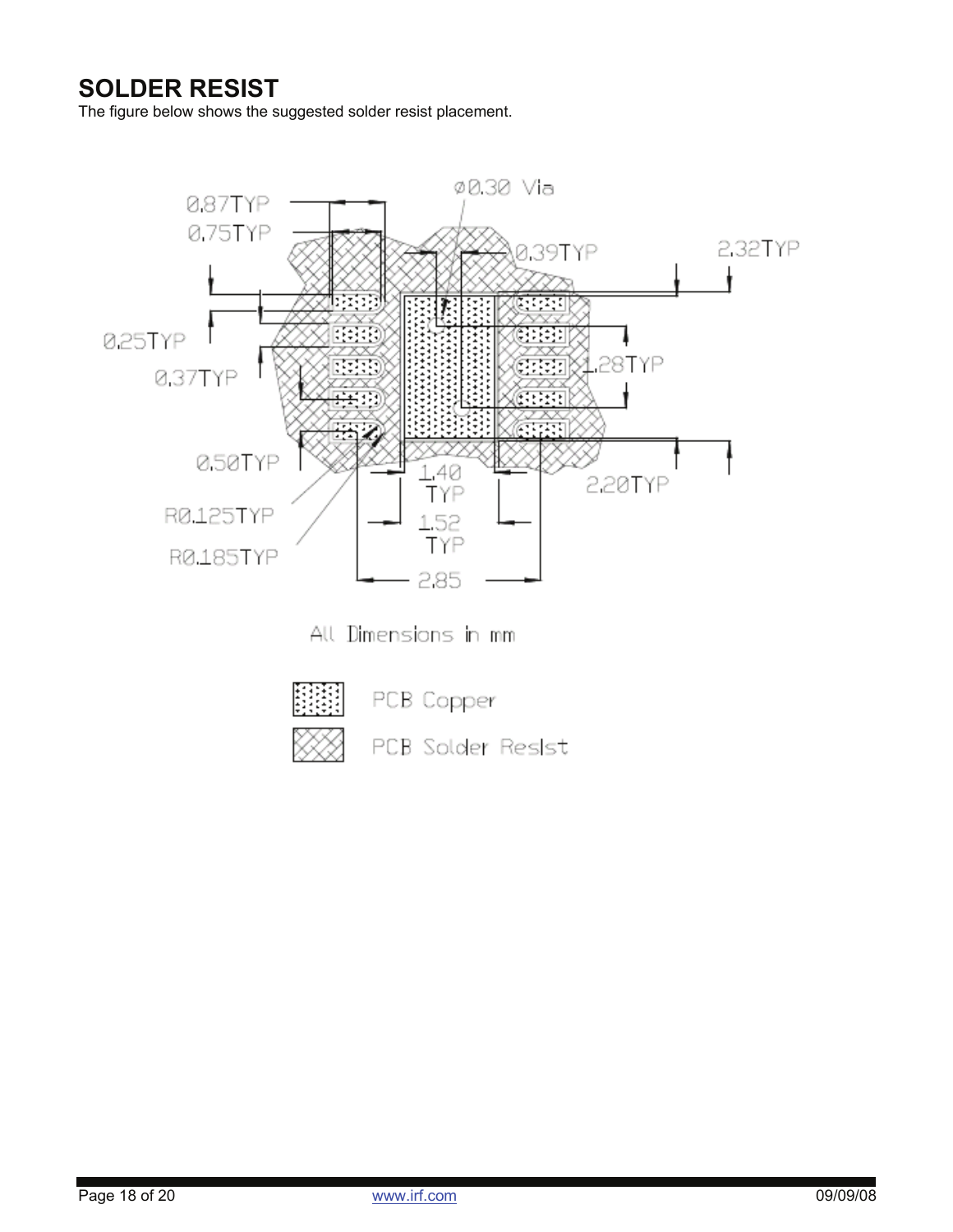## SOLDER RESIST

The figure below shows the suggested solder resist placement.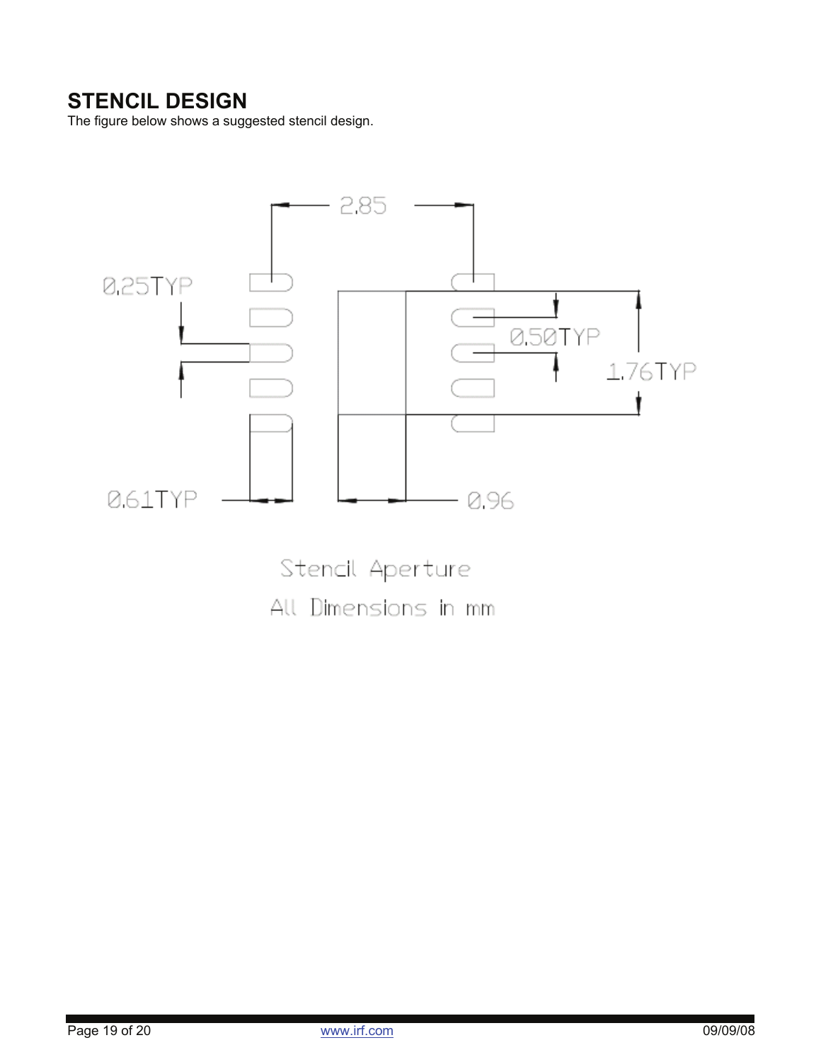## STENCIL DESIGN

The figure below shows a suggested stencil design.

2.85

0.25TYP

0.50TYP

1.76TYP

0.61TYP

0.96

Stencil Aperture

All Dimensions in mm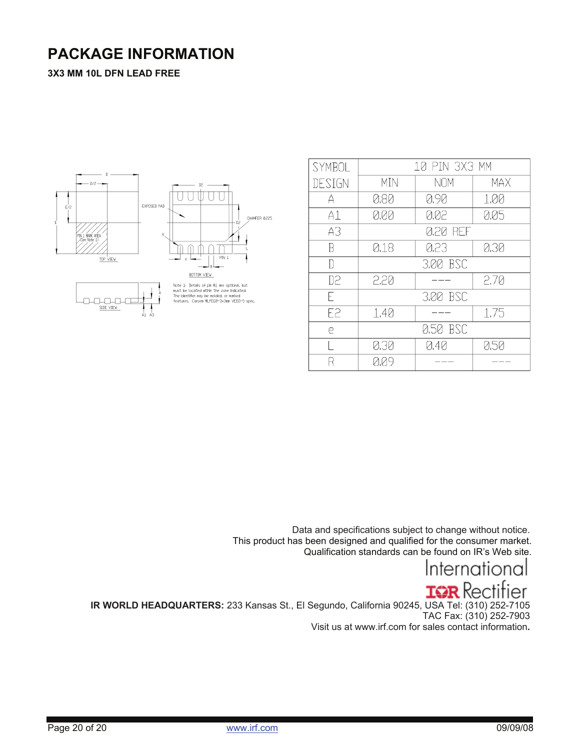# PACKAGE INFORMATION

**3X3 MM 10L DFN LEAD FREE**

D
D/2
E/2
E
PIN 1 MARK AREA (See Note 1)
TOP VIEW
D2
EXPOSED PAD
CHAMFER 0.225
E2
R
L
e
PIN 1
B
BOTTOM VIEW
A
A1 A3
SIDE VIEW

Note 1: Details of pin #1 are optional, but must be located within the zone indicated. The identifier may be molded, or marked features. Carsem MLPD10-3x3mm VEED-5 spec.

| SYMBOL DESIGN | 10 PIN 3X3 MM | | |
|---|---|---|---|
| | MIN | NOM | MAX |
| A | 0.80 | 0.90 | 1.00 |
| A1 | 0.00 | 0.02 | 0.05 |
| A3 | 0.20 REF | | |
| B | 0.18 | 0.23 | 0.30 |
| D | 3.00 BSC | | |
| D2 | 2.20 | --- | 2.70 |
| E | 3.00 BSC | | |
| E2 | 1.40 | --- | 1.75 |
| e | 0.50 BSC | | |
| L | 0.30 | 0.40 | 0.50 |
| R | 0.09 | --- | --- |

Data and specifications subject to change without notice.
This product has been designed and qualified for the consumer market.
Qualification standards can be found on IR's Web site.

International
IOR Rectifier

**IR WORLD HEADQUARTERS:** 233 Kansas St., El Segundo, California 90245, USA Tel: (310) 252-7105
TAC Fax: (310) 252-7903
Visit us at www.irf.com for sales contact information**.**